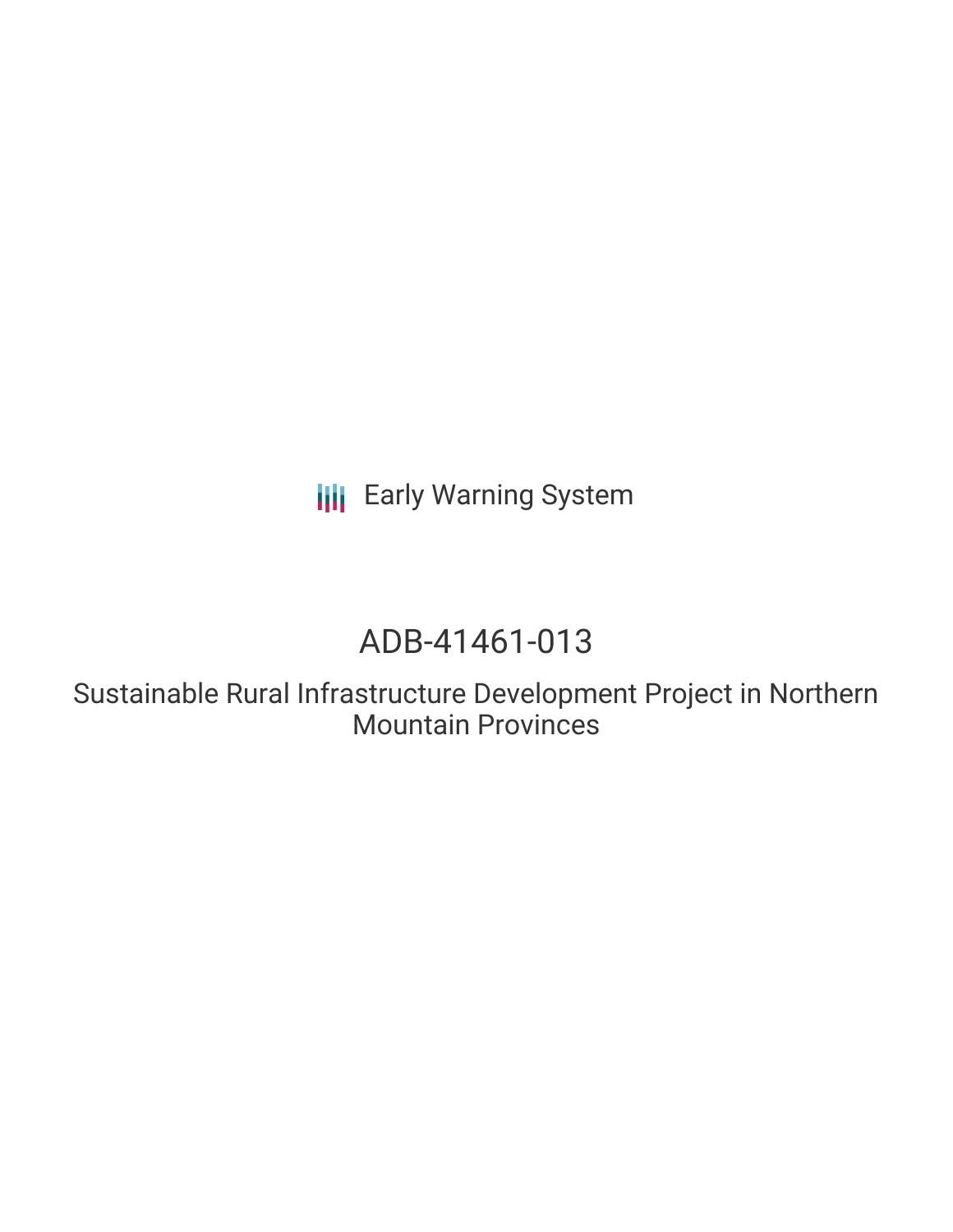Early Warning System

# ADB-41461-013

## Sustainable Rural Infrastructure Development Project in Northern Mountain Provinces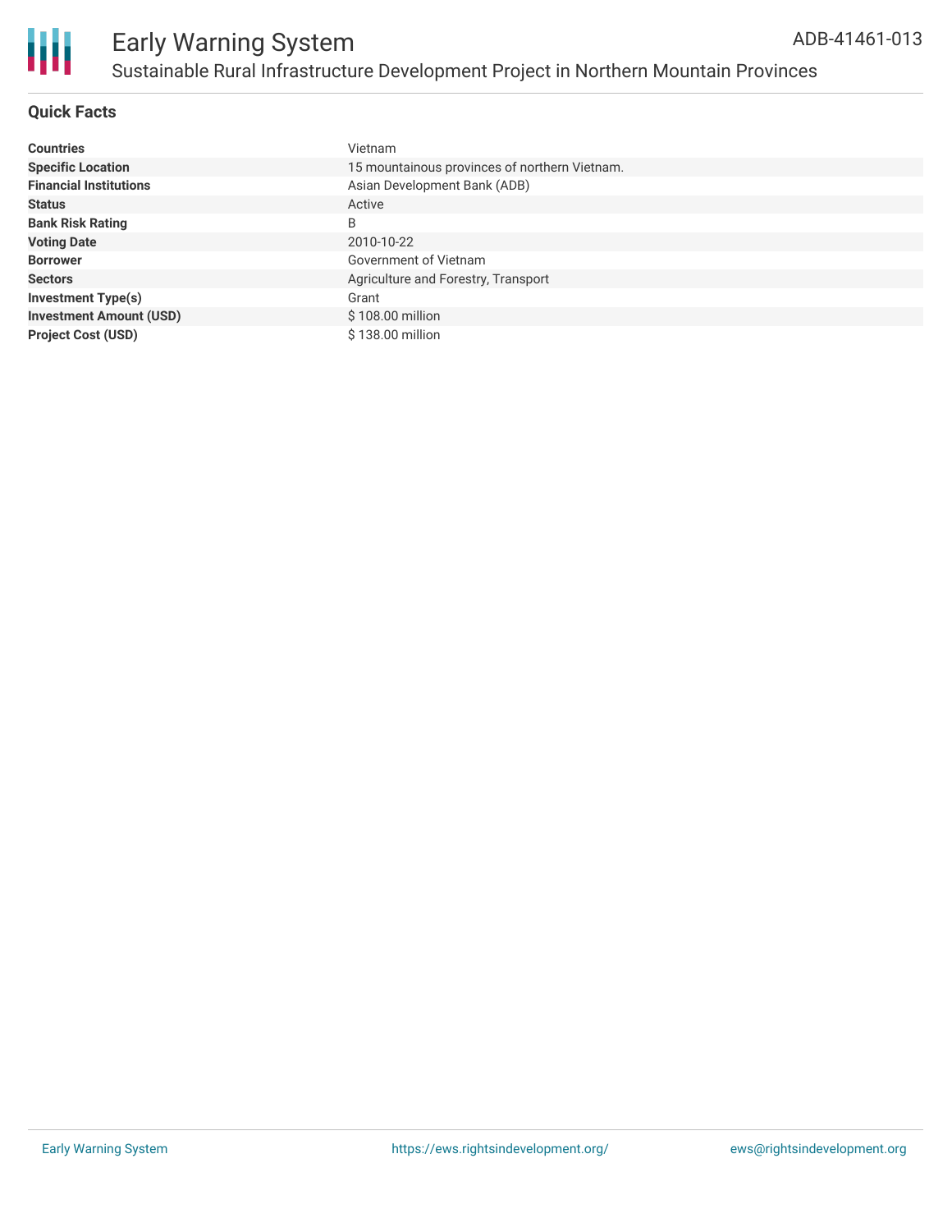# Early Warning System

## Sustainable Rural Infrastructure Development Project in Northern Mountain Provinces

ADB-41461-013

### Quick Facts

| | |
|---|---|
| **Countries** | Vietnam |
| **Specific Location** | 15 mountainous provinces of northern Vietnam. |
| **Financial Institutions** | Asian Development Bank (ADB) |
| **Status** | Active |
| **Bank Risk Rating** | B |
| **Voting Date** | 2010-10-22 |
| **Borrower** | Government of Vietnam |
| **Sectors** | Agriculture and Forestry, Transport |
| **Investment Type(s)** | Grant |
| **Investment Amount (USD)** | $ 108.00 million |
| **Project Cost (USD)** | $ 138.00 million |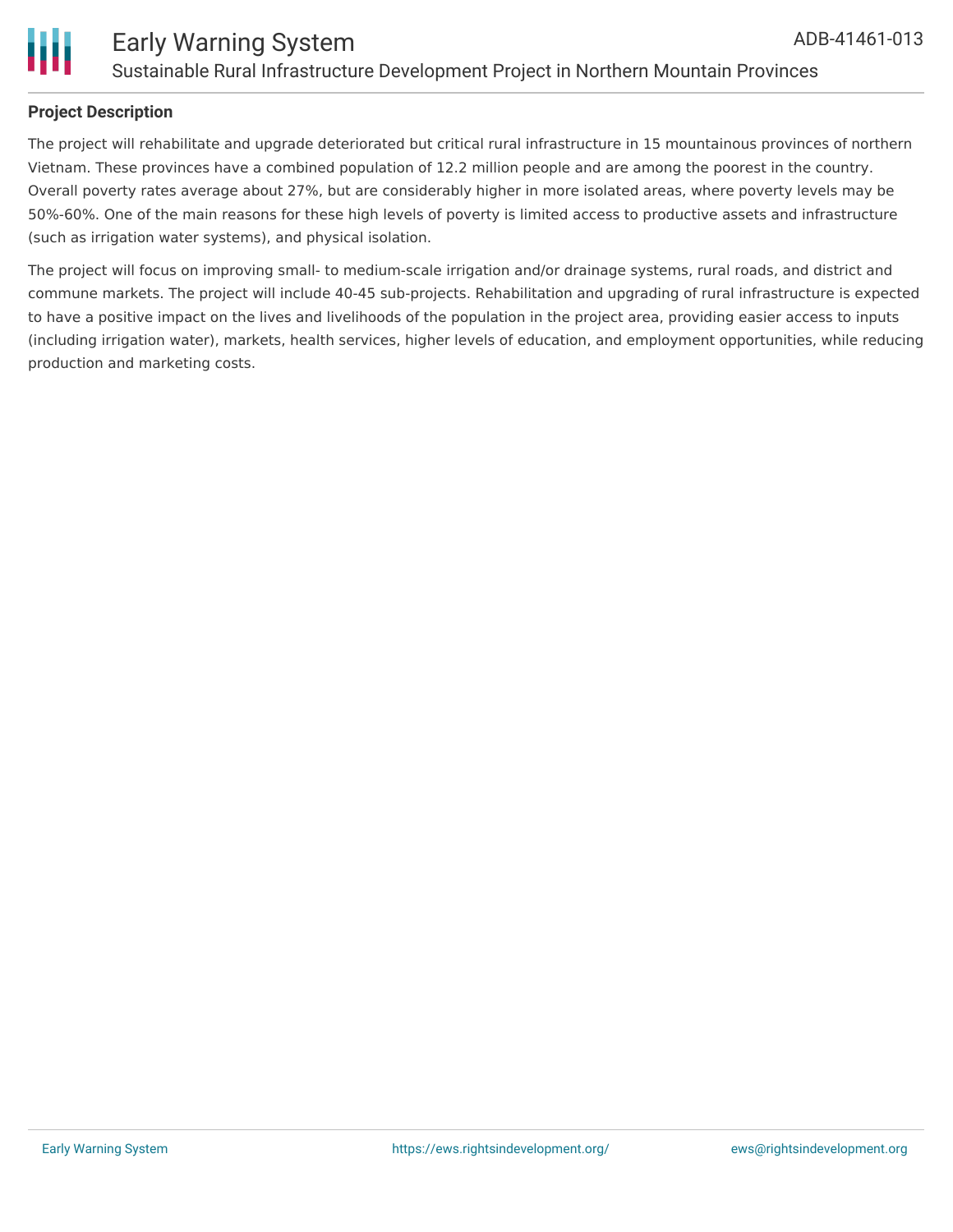## Project Description

The project will rehabilitate and upgrade deteriorated but critical rural infrastructure in 15 mountainous provinces of northern Vietnam. These provinces have a combined population of 12.2 million people and are among the poorest in the country. Overall poverty rates average about 27%, but are considerably higher in more isolated areas, where poverty levels may be 50%-60%. One of the main reasons for these high levels of poverty is limited access to productive assets and infrastructure (such as irrigation water systems), and physical isolation.

The project will focus on improving small- to medium-scale irrigation and/or drainage systems, rural roads, and district and commune markets. The project will include 40-45 sub-projects. Rehabilitation and upgrading of rural infrastructure is expected to have a positive impact on the lives and livelihoods of the population in the project area, providing easier access to inputs (including irrigation water), markets, health services, higher levels of education, and employment opportunities, while reducing production and marketing costs.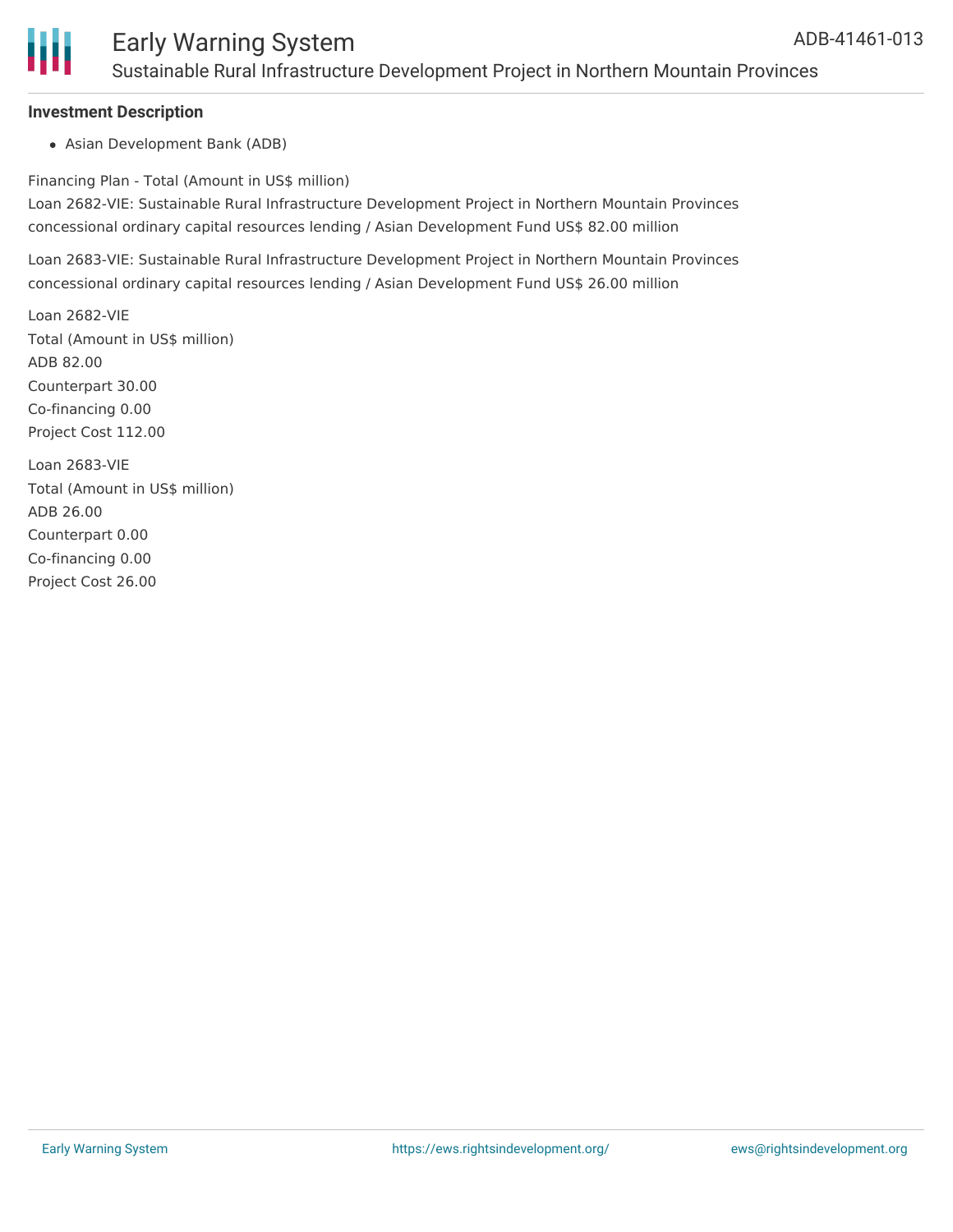### Investment Description

- Asian Development Bank (ADB)

Financing Plan - Total (Amount in US$ million)

Loan 2682-VIE: Sustainable Rural Infrastructure Development Project in Northern Mountain Provinces
concessional ordinary capital resources lending / Asian Development Fund US$ 82.00 million

Loan 2683-VIE: Sustainable Rural Infrastructure Development Project in Northern Mountain Provinces
concessional ordinary capital resources lending / Asian Development Fund US$ 26.00 million

Loan 2682-VIE
Total (Amount in US$ million)
ADB 82.00
Counterpart 30.00
Co-financing 0.00
Project Cost 112.00

Loan 2683-VIE
Total (Amount in US$ million)
ADB 26.00
Counterpart 0.00
Co-financing 0.00
Project Cost 26.00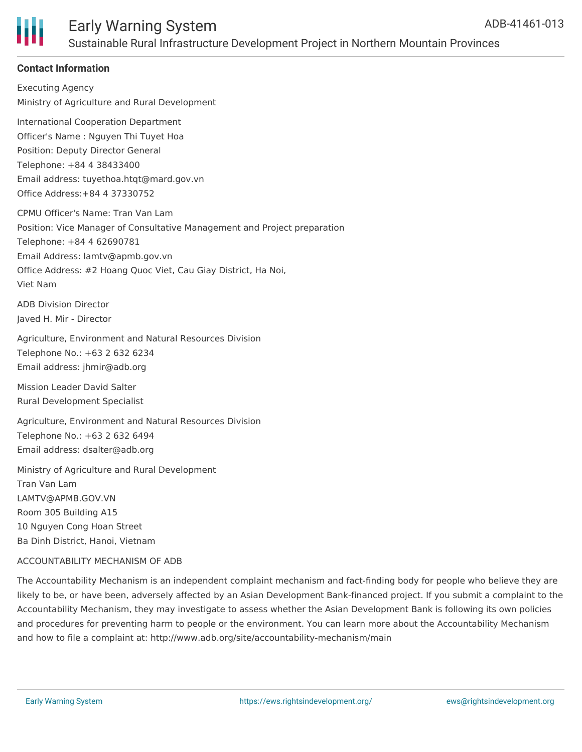## Contact Information

Executing Agency

Ministry of Agriculture and Rural Development

International Cooperation Department
Officer's Name : Nguyen Thi Tuyet Hoa
Position: Deputy Director General
Telephone: +84 4 38433400
Email address: tuyethoa.htqt@mard.gov.vn
Office Address:+84 4 37330752

CPMU Officer's Name: Tran Van Lam
Position: Vice Manager of Consultative Management and Project preparation
Telephone: +84 4 62690781
Email Address: lamtv@apmb.gov.vn
Office Address: #2 Hoang Quoc Viet, Cau Giay District, Ha Noi,
Viet Nam

ADB Division Director
Javed H. Mir - Director

Agriculture, Environment and Natural Resources Division
Telephone No.: +63 2 632 6234
Email address: jhmir@adb.org

Mission Leader David Salter
Rural Development Specialist

Agriculture, Environment and Natural Resources Division
Telephone No.: +63 2 632 6494
Email address: dsalter@adb.org

Ministry of Agriculture and Rural Development
Tran Van Lam
LAMTV@APMB.GOV.VN
Room 305 Building A15
10 Nguyen Cong Hoan Street
Ba Dinh District, Hanoi, Vietnam

ACCOUNTABILITY MECHANISM OF ADB

The Accountability Mechanism is an independent complaint mechanism and fact-finding body for people who believe they are likely to be, or have been, adversely affected by an Asian Development Bank-financed project. If you submit a complaint to the Accountability Mechanism, they may investigate to assess whether the Asian Development Bank is following its own policies and procedures for preventing harm to people or the environment. You can learn more about the Accountability Mechanism and how to file a complaint at: http://www.adb.org/site/accountability-mechanism/main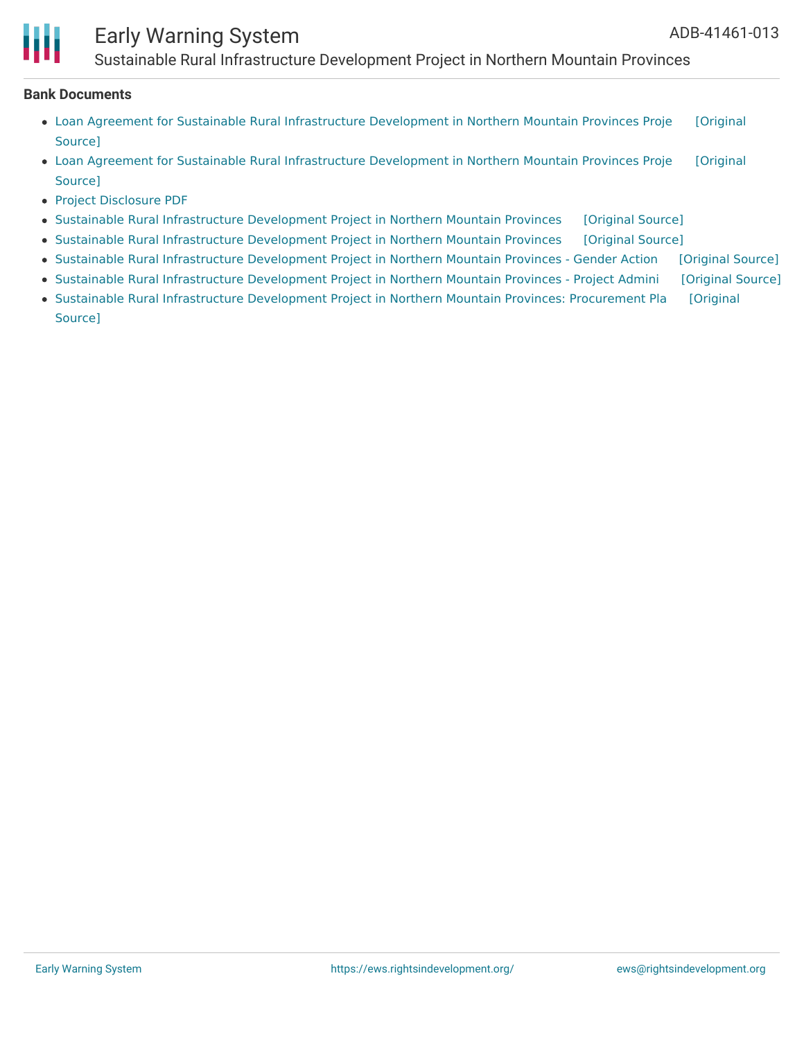**Bank Documents**

- Loan Agreement for Sustainable Rural Infrastructure Development in Northern Mountain Provinces Proje [Original Source]
- Loan Agreement for Sustainable Rural Infrastructure Development in Northern Mountain Provinces Proje [Original Source]
- Project Disclosure PDF
- Sustainable Rural Infrastructure Development Project in Northern Mountain Provinces [Original Source]
- Sustainable Rural Infrastructure Development Project in Northern Mountain Provinces [Original Source]
- Sustainable Rural Infrastructure Development Project in Northern Mountain Provinces - Gender Action [Original Source]
- Sustainable Rural Infrastructure Development Project in Northern Mountain Provinces - Project Admini [Original Source]
- Sustainable Rural Infrastructure Development Project in Northern Mountain Provinces: Procurement Pla [Original Source]